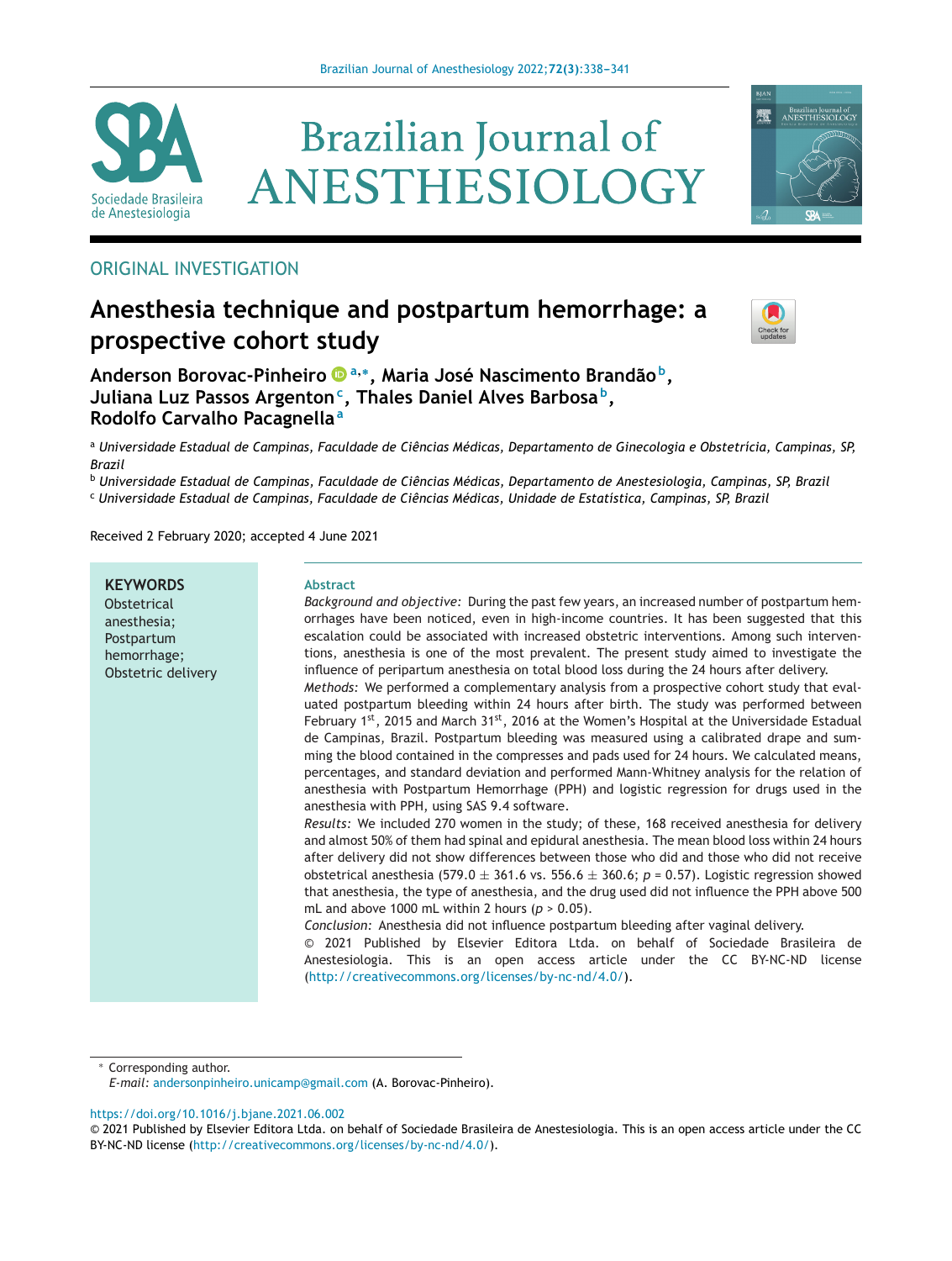ORIGINAL INVESTIGATION

# Anesthesia technique and postpartum hemorrhage: a prospective cohort study

**Anderson Borovac-Pinheiro[a,*], Maria José Nascimento Brandão[b], Juliana Luz Passos Argenton[c], Thales Daniel Alves Barbosa[b], Rodolfo Carvalho Pacagnella[a]**

[a] *Universidade Estadual de Campinas, Faculdade de Ciências Médicas, Departamento de Ginecologia e Obstetrícia, Campinas, SP, Brazil*

[b] *Universidade Estadual de Campinas, Faculdade de Ciências Médicas, Departamento de Anestesiologia, Campinas, SP, Brazil*

[c] *Universidade Estadual de Campinas, Faculdade de Ciências Médicas, Unidade de Estatística, Campinas, SP, Brazil*

Received 2 February 2020; accepted 4 June 2021

**KEYWORDS**
Obstetrical anesthesia;
Postpartum hemorrhage;
Obstetric delivery

## Abstract

*Background and objective:* During the past few years, an increased number of postpartum hemorrhages have been noticed, even in high-income countries. It has been suggested that this escalation could be associated with increased obstetric interventions. Among such interventions, anesthesia is one of the most prevalent. The present study aimed to investigate the influence of peripartum anesthesia on total blood loss during the 24 hours after delivery.

*Methods:* We performed a complementary analysis from a prospective cohort study that evaluated postpartum bleeding within 24 hours after birth. The study was performed between February 1st, 2015 and March 31st, 2016 at the Women's Hospital at the Universidade Estadual de Campinas, Brazil. Postpartum bleeding was measured using a calibrated drape and summing the blood contained in the compresses and pads used for 24 hours. We calculated means, percentages, and standard deviation and performed Mann-Whitney analysis for the relation of anesthesia with Postpartum Hemorrhage (PPH) and logistic regression for drugs used in the anesthesia with PPH, using SAS 9.4 software.

*Results:* We included 270 women in the study; of these, 168 received anesthesia for delivery and almost 50% of them had spinal and epidural anesthesia. The mean blood loss within 24 hours after delivery did not show differences between those who did and those who did not receive obstetrical anesthesia ($579.0 \pm 361.6$ vs. $556.6 \pm 360.6$; $p = 0.57$). Logistic regression showed that anesthesia, the type of anesthesia, and the drug used did not influence the PPH above 500 mL and above 1000 mL within 2 hours ($p > 0.05$).

*Conclusion:* Anesthesia did not influence postpartum bleeding after vaginal delivery.

© 2021 Published by Elsevier Editora Ltda. on behalf of Sociedade Brasileira de Anestesiologia. This is an open access article under the CC BY-NC-ND license (http://creativecommons.org/licenses/by-nc-nd/4.0/).

* Corresponding author.
*E-mail:* andersonpinheiro.unicamp@gmail.com (A. Borovac-Pinheiro).

https://doi.org/10.1016/j.bjane.2021.06.002

© 2021 Published by Elsevier Editora Ltda. on behalf of Sociedade Brasileira de Anestesiologia. This is an open access article under the CC BY-NC-ND license (http://creativecommons.org/licenses/by-nc-nd/4.0/).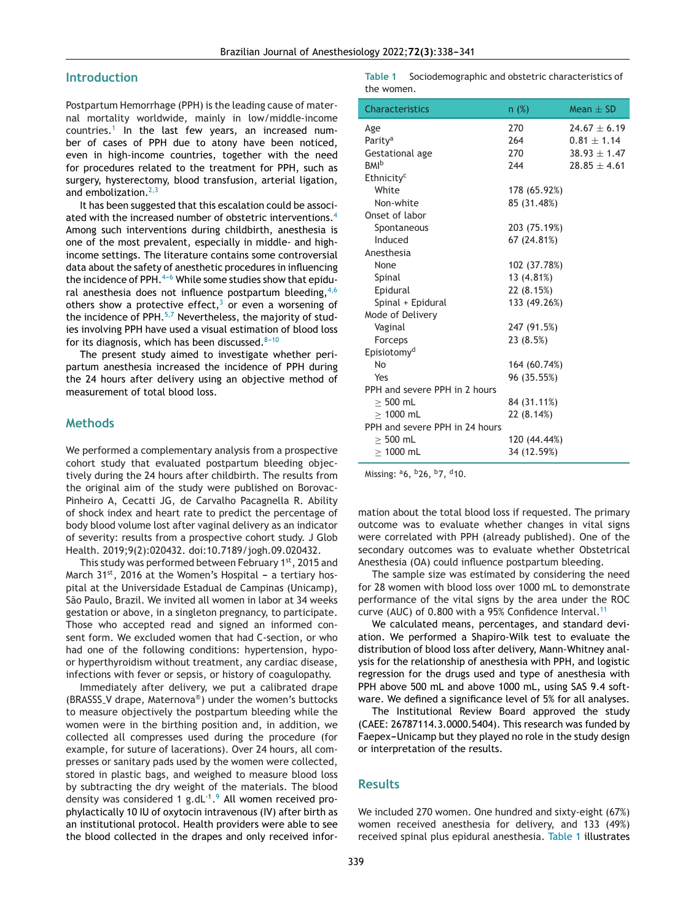## Introduction

Postpartum Hemorrhage (PPH) is the leading cause of maternal mortality worldwide, mainly in low/middle-income countries.[1] In the last few years, an increased number of cases of PPH due to atony have been noticed, even in high-income countries, together with the need for procedures related to the treatment for PPH, such as surgery, hysterectomy, blood transfusion, arterial ligation, and embolization.[2,3]

It has been suggested that this escalation could be associated with the increased number of obstetric interventions.[4] Among such interventions during childbirth, anesthesia is one of the most prevalent, especially in middle- and high-income settings. The literature contains some controversial data about the safety of anesthetic procedures in influencing the incidence of PPH.[4–6] While some studies show that epidural anesthesia does not influence postpartum bleeding,[4,6] others show a protective effect,[3] or even a worsening of the incidence of PPH.[5,7] Nevertheless, the majority of studies involving PPH have used a visual estimation of blood loss for its diagnosis, which has been discussed.[8–10]

The present study aimed to investigate whether peripartum anesthesia increased the incidence of PPH during the 24 hours after delivery using an objective method of measurement of total blood loss.

## Methods

We performed a complementary analysis from a prospective cohort study that evaluated postpartum bleeding objectively during the 24 hours after childbirth. The results from the original aim of the study were published on Borovac-Pinheiro A, Cecatti JG, de Carvalho Pacagnella R. Ability of shock index and heart rate to predict the percentage of body blood volume lost after vaginal delivery as an indicator of severity: results from a prospective cohort study. J Glob Health. 2019;9(2):020432. doi:10.7189/jogh.09.020432.

This study was performed between February 1st, 2015 and March 31st, 2016 at the Women's Hospital – a tertiary hospital at the Universidade Estadual de Campinas (Unicamp), São Paulo, Brazil. We invited all women in labor at 34 weeks gestation or above, in a singleton pregnancy, to participate. Those who accepted read and signed an informed consent form. We excluded women that had C-section, or who had one of the following conditions: hypertension, hypo- or hyperthyroidism without treatment, any cardiac disease, infections with fever or sepsis, or history of coagulopathy.

Immediately after delivery, we put a calibrated drape (BRASSS_V drape, Maternova®) under the women's buttocks to measure objectively the postpartum bleeding while the women were in the birthing position and, in addition, we collected all compresses used during the procedure (for example, for suture of lacerations). Over 24 hours, all compresses or sanitary pads used by the women were collected, stored in plastic bags, and weighed to measure blood loss by subtracting the dry weight of the materials. The blood density was considered 1 $g.dL^{-1}$.[9] All women received prophylactically 10 IU of oxytocin intravenous (IV) after birth as an institutional protocol. Health providers were able to see the blood collected in the drapes and only received information about the total blood loss if requested. The primary outcome was to evaluate whether changes in vital signs were correlated with PPH (already published). One of the secondary outcomes was to evaluate whether Obstetrical Anesthesia (OA) could influence postpartum bleeding.

The sample size was estimated by considering the need for 28 women with blood loss over 1000 mL to demonstrate performance of the vital signs by the area under the ROC curve (AUC) of 0.800 with a 95% Confidence Interval.[11]

We calculated means, percentages, and standard deviation. We performed a Shapiro-Wilk test to evaluate the distribution of blood loss after delivery, Mann-Whitney analysis for the relationship of anesthesia with PPH, and logistic regression for the drugs used and type of anesthesia with PPH above 500 mL and above 1000 mL, using SAS 9.4 software. We defined a significance level of 5% for all analyses.

The Institutional Review Board approved the study (CAEE: 26787114.3.0000.5404). This research was funded by Faepex–Unicamp but they played no role in the study design or interpretation of the results.

## Results

We included 270 women. One hundred and sixty-eight (67%) women received anesthesia for delivery, and 133 (49%) received spinal plus epidural anesthesia. Table 1 illustrates

**Table 1** Sociodemographic and obstetric characteristics of the women.

| Characteristics | n (%) | Mean ± SD |
|---|---|---|
| Age | 270 | 24.67 ± 6.19 |
| Parity[a] | 264 | 0.81 ± 1.14 |
| Gestational age | 270 | 38.93 ± 1.47 |
| BMI[b] | 244 | 28.85 ± 4.61 |
| Ethnicity[c] | | |
| White | 178 (65.92%) | |
| Non-white | 85 (31.48%) | |
| Onset of labor | | |
| Spontaneous | 203 (75.19%) | |
| Induced | 67 (24.81%) | |
| Anesthesia | | |
| None | 102 (37.78%) | |
| Spinal | 13 (4.81%) | |
| Epidural | 22 (8.15%) | |
| Spinal + Epidural | 133 (49.26%) | |
| Mode of Delivery | | |
| Vaginal | 247 (91.5%) | |
| Forceps | 23 (8.5%) | |
| Episiotomy[d] | | |
| No | 164 (60.74%) | |
| Yes | 96 (35.55%) | |
| PPH and severe PPH in 2 hours | | |
| ≥ 500 mL | 84 (31.11%) | |
| ≥ 1000 mL | 22 (8.14%) | |
| PPH and severe PPH in 24 hours | | |
| ≥ 500 mL | 120 (44.44%) | |
| ≥ 1000 mL | 34 (12.59%) | |

Missing: [a]6, [b]26, [b]7, [d]10.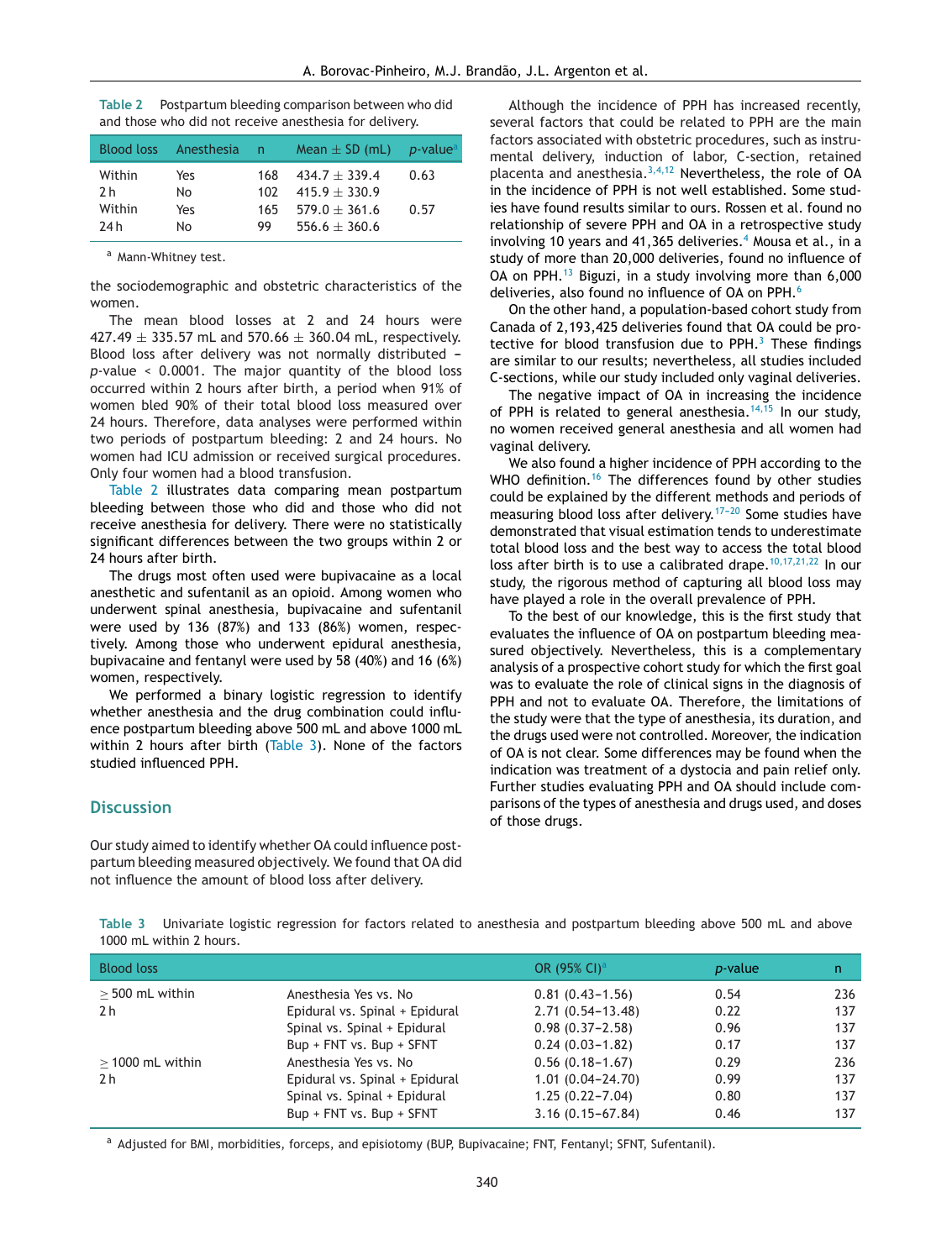**Table 2** Postpartum bleeding comparison between who did and those who did not receive anesthesia for delivery.

| Blood loss | Anesthesia | n | Mean ± SD (mL) | *p*-value[a] |
|---|---|---|---|---|
| Within 2 h | Yes | 168 | 434.7 ± 339.4 | 0.63 |
| | No | 102 | 415.9 ± 330.9 | |
| Within 24 h | Yes | 165 | 579.0 ± 361.6 | 0.57 |
| | No | 99 | 556.6 ± 360.6 | |

[a] Mann-Whitney test.

the sociodemographic and obstetric characteristics of the women.

The mean blood losses at 2 and 24 hours were 427.49 ± 335.57 mL and 570.66 ± 360.04 mL, respectively. Blood loss after delivery was not normally distributed – $p$-value < 0.0001. The major quantity of the blood loss occurred within 2 hours after birth, a period when 91% of women bled 90% of their total blood loss measured over 24 hours. Therefore, data analyses were performed within two periods of postpartum bleeding: 2 and 24 hours. No women had ICU admission or received surgical procedures. Only four women had a blood transfusion.

Table 2 illustrates data comparing mean postpartum bleeding between those who did and those who did not receive anesthesia for delivery. There were no statistically significant differences between the two groups within 2 or 24 hours after birth.

The drugs most often used were bupivacaine as a local anesthetic and sufentanil as an opioid. Among women who underwent spinal anesthesia, bupivacaine and sufentanil were used by 136 (87%) and 133 (86%) women, respectively. Among those who underwent epidural anesthesia, bupivacaine and fentanyl were used by 58 (40%) and 16 (6%) women, respectively.

We performed a binary logistic regression to identify whether anesthesia and the drug combination could influence postpartum bleeding above 500 mL and above 1000 mL within 2 hours after birth (Table 3). None of the factors studied influenced PPH.

## Discussion

Our study aimed to identify whether OA could influence postpartum bleeding measured objectively. We found that OA did not influence the amount of blood loss after delivery.

Although the incidence of PPH has increased recently, several factors that could be related to PPH are the main factors associated with obstetric procedures, such as instrumental delivery, induction of labor, C-section, retained placenta and anesthesia.[3,4,12] Nevertheless, the role of OA in the incidence of PPH is not well established. Some studies have found results similar to ours. Rossen et al. found no relationship of severe PPH and OA in a retrospective study involving 10 years and 41,365 deliveries.[4] Mousa et al., in a study of more than 20,000 deliveries, found no influence of OA on PPH.[13] Biguzi, in a study involving more than 6,000 deliveries, also found no influence of OA on PPH.[6]

On the other hand, a population-based cohort study from Canada of 2,193,425 deliveries found that OA could be protective for blood transfusion due to PPH.[3] These findings are similar to our results; nevertheless, all studies included C-sections, while our study included only vaginal deliveries.

The negative impact of OA in increasing the incidence of PPH is related to general anesthesia.[14,15] In our study, no women received general anesthesia and all women had vaginal delivery.

We also found a higher incidence of PPH according to the WHO definition.[16] The differences found by other studies could be explained by the different methods and periods of measuring blood loss after delivery.[17–20] Some studies have demonstrated that visual estimation tends to underestimate total blood loss and the best way to access the total blood loss after birth is to use a calibrated drape.[10,17,21,22] In our study, the rigorous method of capturing all blood loss may have played a role in the overall prevalence of PPH.

To the best of our knowledge, this is the first study that evaluates the influence of OA on postpartum bleeding measured objectively. Nevertheless, this is a complementary analysis of a prospective cohort study for which the first goal was to evaluate the role of clinical signs in the diagnosis of PPH and not to evaluate OA. Therefore, the limitations of the study were that the type of anesthesia, its duration, and the drugs used were not controlled. Moreover, the indication of OA is not clear. Some differences may be found when the indication was treatment of a dystocia and pain relief only. Further studies evaluating PPH and OA should include comparisons of the types of anesthesia and drugs used, and doses of those drugs.

**Table 3** Univariate logistic regression for factors related to anesthesia and postpartum bleeding above 500 mL and above 1000 mL within 2 hours.

| Blood loss | | OR (95% CI)[a] | *p*-value | n |
|---|---|---|---|---|
| ≥ 500 mL within 2 h | Anesthesia Yes vs. No | 0.81 (0.43–1.56) | 0.54 | 236 |
| | Epidural vs. Spinal + Epidural | 2.71 (0.54–13.48) | 0.22 | 137 |
| | Spinal vs. Spinal + Epidural | 0.98 (0.37–2.58) | 0.96 | 137 |
| | Bup + FNT vs. Bup + SFNT | 0.24 (0.03–1.82) | 0.17 | 137 |
| ≥ 1000 mL within 2 h | Anesthesia Yes vs. No | 0.56 (0.18–1.67) | 0.29 | 236 |
| | Epidural vs. Spinal + Epidural | 1.01 (0.04–24.70) | 0.99 | 137 |
| | Spinal vs. Spinal + Epidural | 1.25 (0.22–7.04) | 0.80 | 137 |
| | Bup + FNT vs. Bup + SFNT | 3.16 (0.15–67.84) | 0.46 | 137 |

[a] Adjusted for BMI, morbidities, forceps, and episiotomy (BUP, Bupivacaine; FNT, Fentanyl; SFNT, Sufentanil).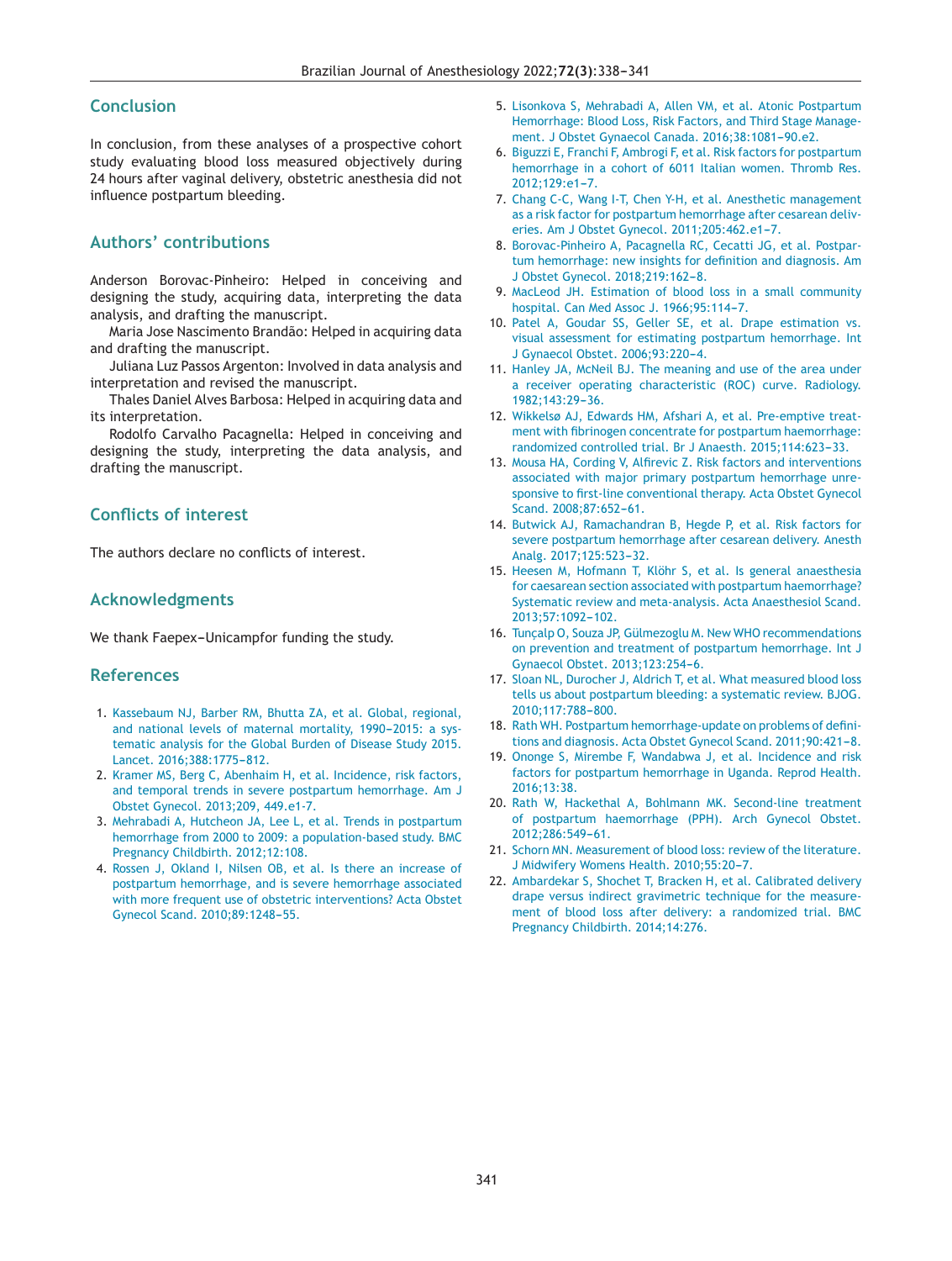## Conclusion

In conclusion, from these analyses of a prospective cohort study evaluating blood loss measured objectively during 24 hours after vaginal delivery, obstetric anesthesia did not influence postpartum bleeding.

## Authors' contributions

Anderson Borovac-Pinheiro: Helped in conceiving and designing the study, acquiring data, interpreting the data analysis, and drafting the manuscript.

Maria Jose Nascimento Brandão: Helped in acquiring data and drafting the manuscript.

Juliana Luz Passos Argenton: Involved in data analysis and interpretation and revised the manuscript.

Thales Daniel Alves Barbosa: Helped in acquiring data and its interpretation.

Rodolfo Carvalho Pacagnella: Helped in conceiving and designing the study, interpreting the data analysis, and drafting the manuscript.

## Conflicts of interest

The authors declare no conflicts of interest.

## Acknowledgments

We thank Faepex–Unicampfor funding the study.

## References

1. Kassebaum NJ, Barber RM, Bhutta ZA, et al. Global, regional, and national levels of maternal mortality, 1990–2015: a systematic analysis for the Global Burden of Disease Study 2015. Lancet. 2016;388:1775–812.
2. Kramer MS, Berg C, Abenhaim H, et al. Incidence, risk factors, and temporal trends in severe postpartum hemorrhage. Am J Obstet Gynecol. 2013;209, 449.e1-7.
3. Mehrabadi A, Hutcheon JA, Lee L, et al. Trends in postpartum hemorrhage from 2000 to 2009: a population-based study. BMC Pregnancy Childbirth. 2012;12:108.
4. Rossen J, Okland I, Nilsen OB, et al. Is there an increase of postpartum hemorrhage, and is severe hemorrhage associated with more frequent use of obstetric interventions? Acta Obstet Gynecol Scand. 2010;89:1248–55.
5. Lisonkova S, Mehrabadi A, Allen VM, et al. Atonic Postpartum Hemorrhage: Blood Loss, Risk Factors, and Third Stage Management. J Obstet Gynaecol Canada. 2016;38:1081–90.e2.
6. Biguzzi E, Franchi F, Ambrogi F, et al. Risk factors for postpartum hemorrhage in a cohort of 6011 Italian women. Thromb Res. 2012;129:e1–7.
7. Chang C-C, Wang I-T, Chen Y-H, et al. Anesthetic management as a risk factor for postpartum hemorrhage after cesarean deliveries. Am J Obstet Gynecol. 2011;205:462.e1–7.
8. Borovac-Pinheiro A, Pacagnella RC, Cecatti JG, et al. Postpartum hemorrhage: new insights for definition and diagnosis. Am J Obstet Gynecol. 2018;219:162–8.
9. MacLeod JH. Estimation of blood loss in a small community hospital. Can Med Assoc J. 1966;95:114–7.
10. Patel A, Goudar SS, Geller SE, et al. Drape estimation vs. visual assessment for estimating postpartum hemorrhage. Int J Gynaecol Obstet. 2006;93:220–4.
11. Hanley JA, McNeil BJ. The meaning and use of the area under a receiver operating characteristic (ROC) curve. Radiology. 1982;143:29–36.
12. Wikkelsø AJ, Edwards HM, Afshari A, et al. Pre-emptive treatment with fibrinogen concentrate for postpartum haemorrhage: randomized controlled trial. Br J Anaesth. 2015;114:623–33.
13. Mousa HA, Cording V, Alfirevic Z. Risk factors and interventions associated with major primary postpartum hemorrhage unresponsive to first-line conventional therapy. Acta Obstet Gynecol Scand. 2008;87:652–61.
14. Butwick AJ, Ramachandran B, Hegde P, et al. Risk factors for severe postpartum hemorrhage after cesarean delivery. Anesth Analg. 2017;125:523–32.
15. Heesen M, Hofmann T, Klöhr S, et al. Is general anaesthesia for caesarean section associated with postpartum haemorrhage? Systematic review and meta-analysis. Acta Anaesthesiol Scand. 2013;57:1092–102.
16. Tunçalp O, Souza JP, Gülmezoglu M. New WHO recommendations on prevention and treatment of postpartum hemorrhage. Int J Gynaecol Obstet. 2013;123:254–6.
17. Sloan NL, Durocher J, Aldrich T, et al. What measured blood loss tells us about postpartum bleeding: a systematic review. BJOG. 2010;117:788–800.
18. Rath WH. Postpartum hemorrhage-update on problems of definitions and diagnosis. Acta Obstet Gynecol Scand. 2011;90:421–8.
19. Ononge S, Mirembe F, Wandabwa J, et al. Incidence and risk factors for postpartum hemorrhage in Uganda. Reprod Health. 2016;13:38.
20. Rath W, Hackethal A, Bohlmann MK. Second-line treatment of postpartum haemorrhage (PPH). Arch Gynecol Obstet. 2012;286:549–61.
21. Schorn MN. Measurement of blood loss: review of the literature. J Midwifery Womens Health. 2010;55:20–7.
22. Ambardekar S, Shochet T, Bracken H, et al. Calibrated delivery drape versus indirect gravimetric technique for the measurement of blood loss after delivery: a randomized trial. BMC Pregnancy Childbirth. 2014;14:276.